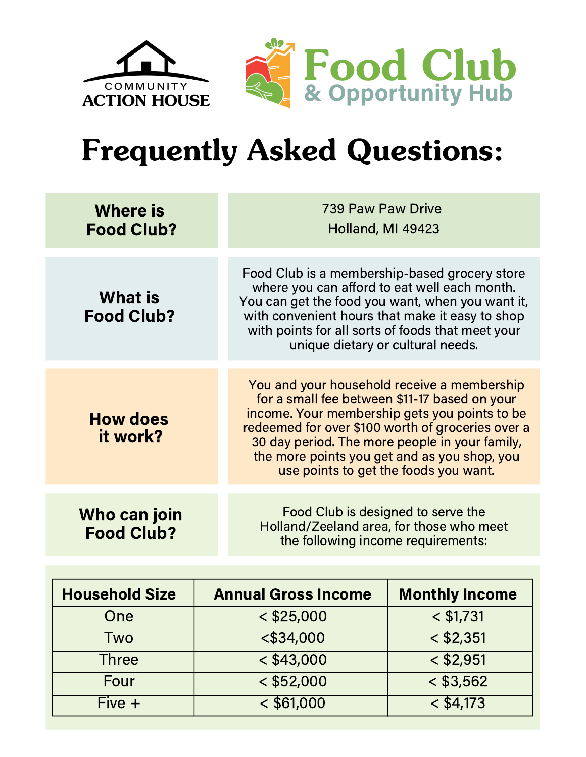COMMUNITY ACTION HOUSE

**Food Club & Opportunity Hub**

# Frequently Asked Questions:

## Where is Food Club?

739 Paw Paw Drive
Holland, MI 49423

## What is Food Club?

Food Club is a membership-based grocery store where you can afford to eat well each month. You can get the food you want, when you want it, with convenient hours that make it easy to shop with points for all sorts of foods that meet your unique dietary or cultural needs.

## How does it work?

You and your household receive a membership for a small fee between $11-17 based on your income. Your membership gets you points to be redeemed for over $100 worth of groceries over a 30 day period. The more people in your family, the more points you get and as you shop, you use points to get the foods you want.

## Who can join Food Club?

Food Club is designed to serve the Holland/Zeeland area, for those who meet the following income requirements:

| Household Size | Annual Gross Income | Monthly Income |
|---|---|---|
| One | < $25,000 | < $1,731 |
| Two | <$34,000 | < $2,351 |
| Three | < $43,000 | < $2,951 |
| Four | < $52,000 | < $3,562 |
| Five + | < $61,000 | < $4,173 |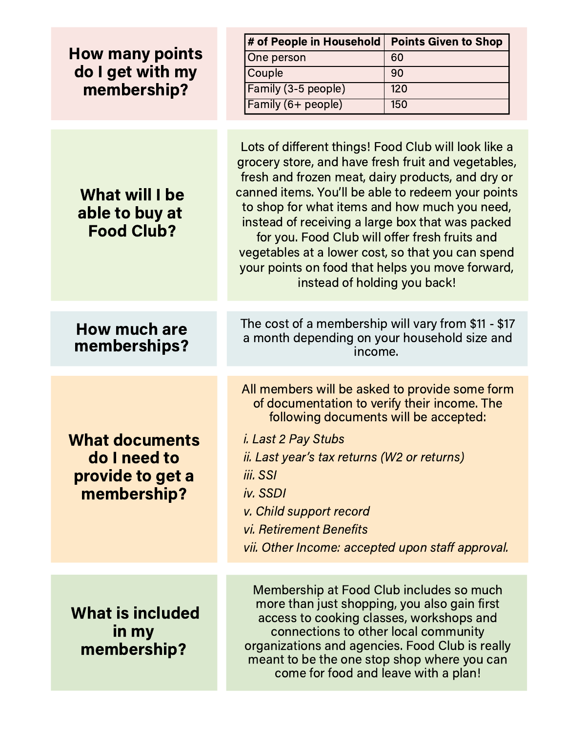## How many points do I get with my membership?

| # of People in Household | Points Given to Shop |
|---|---|
| One person | 60 |
| Couple | 90 |
| Family (3-5 people) | 120 |
| Family (6+ people) | 150 |

## What will I be able to buy at Food Club?

Lots of different things! Food Club will look like a grocery store, and have fresh fruit and vegetables, fresh and frozen meat, dairy products, and dry or canned items. You'll be able to redeem your points to shop for what items and how much you need, instead of receiving a large box that was packed for you. Food Club will offer fresh fruits and vegetables at a lower cost, so that you can spend your points on food that helps you move forward, instead of holding you back!

## How much are memberships?

The cost of a membership will vary from $11 - $17 a month depending on your household size and income.

## What documents do I need to provide to get a membership?

All members will be asked to provide some form of documentation to verify their income. The following documents will be accepted:

*i. Last 2 Pay Stubs*

*ii. Last year's tax returns (W2 or returns)*

*iii. SSI*

*iv. SSDI*

*v. Child support record*

*vi. Retirement Benefits*

*vii. Other Income: accepted upon staff approval.*

## What is included in my membership?

Membership at Food Club includes so much more than just shopping, you also gain first access to cooking classes, workshops and connections to other local community organizations and agencies. Food Club is really meant to be the one stop shop where you can come for food and leave with a plan!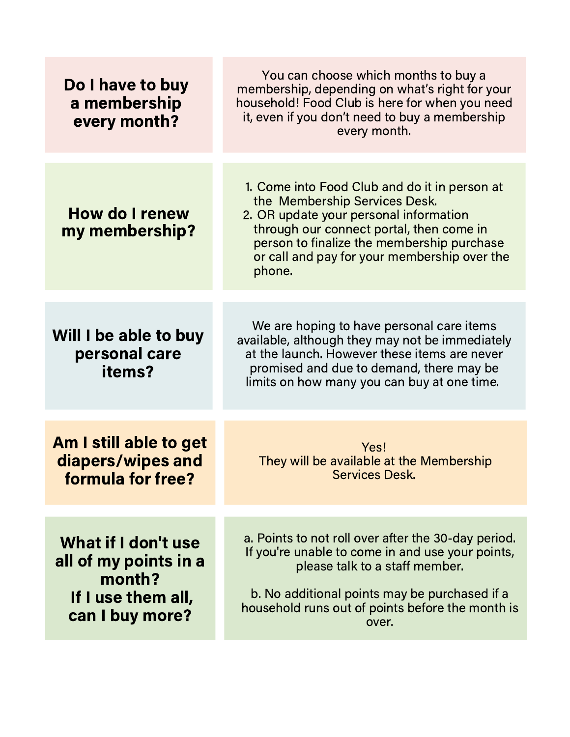| Question | Answer |
| --- | --- |
| **Do I have to buy a membership every month?** | You can choose which months to buy a membership, depending on what's right for your household! Food Club is here for when you need it, even if you don't need to buy a membership every month. |
| **How do I renew my membership?** | 1. Come into Food Club and do it in person at the Membership Services Desk. 2. OR update your personal information through our connect portal, then come in person to finalize the membership purchase or call and pay for your membership over the phone. |
| **Will I be able to buy personal care items?** | We are hoping to have personal care items available, although they may not be immediately at the launch. However these items are never promised and due to demand, there may be limits on how many you can buy at one time. |
| **Am I still able to get diapers/wipes and formula for free?** | Yes! They will be available at the Membership Services Desk. |
| **What if I don't use all of my points in a month? If I use them all, can I buy more?** | a. Points to not roll over after the 30-day period. If you're unable to come in and use your points, please talk to a staff member. b. No additional points may be purchased if a household runs out of points before the month is over. |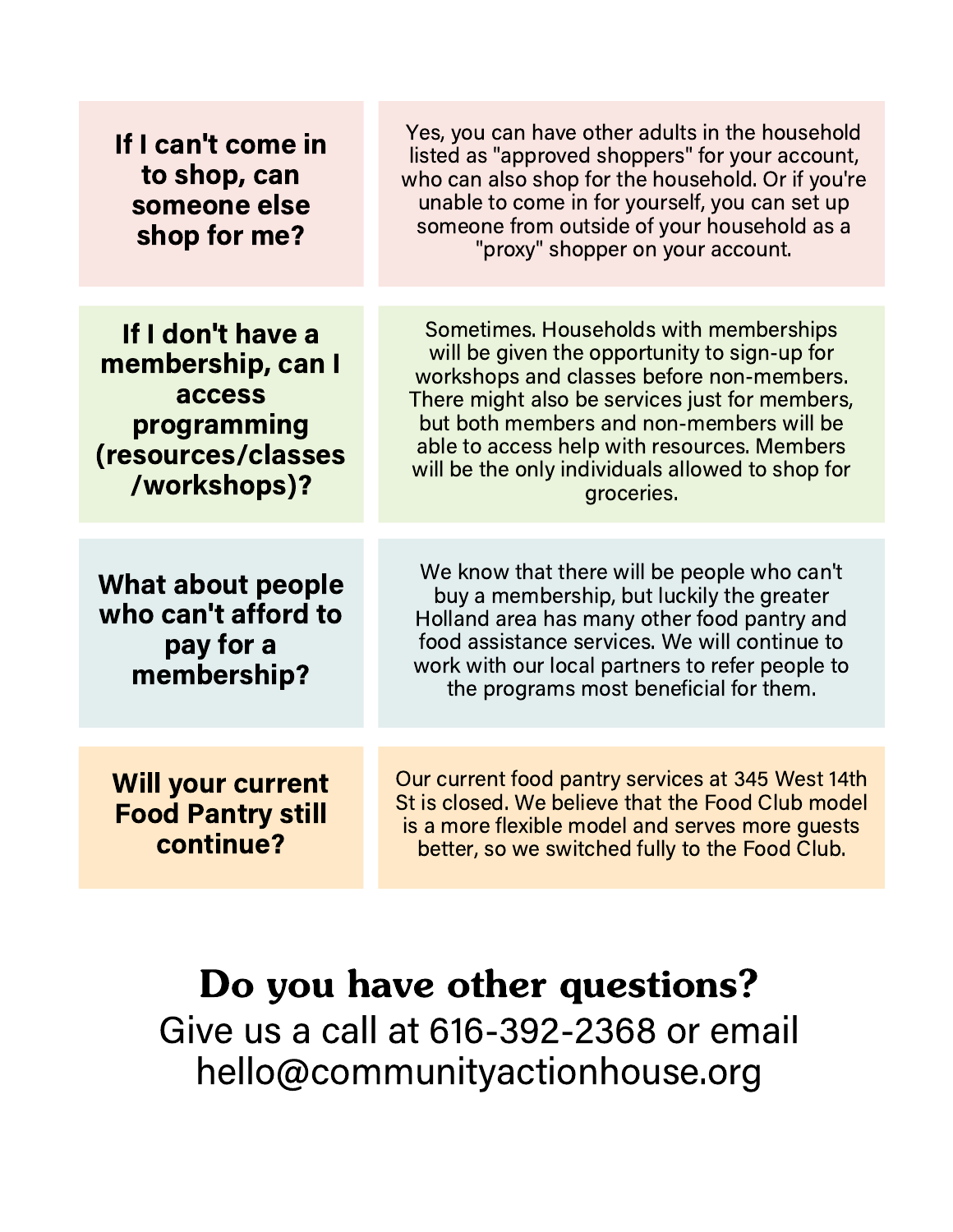**If I can't come in to shop, can someone else shop for me?**

Yes, you can have other adults in the household listed as "approved shoppers" for your account, who can also shop for the household. Or if you're unable to come in for yourself, you can set up someone from outside of your household as a "proxy" shopper on your account.

**If I don't have a membership, can I access programming (resources/classes /workshops)?**

Sometimes. Households with memberships will be given the opportunity to sign-up for workshops and classes before non-members. There might also be services just for members, but both members and non-members will be able to access help with resources. Members will be the only individuals allowed to shop for groceries.

**What about people who can't afford to pay for a membership?**

We know that there will be people who can't buy a membership, but luckily the greater Holland area has many other food pantry and food assistance services. We will continue to work with our local partners to refer people to the programs most beneficial for them.

**Will your current Food Pantry still continue?**

Our current food pantry services at 345 West 14th St is closed. We believe that the Food Club model is a more flexible model and serves more guests better, so we switched fully to the Food Club.

## Do you have other questions?

Give us a call at 616-392-2368 or email hello@communityactionhouse.org